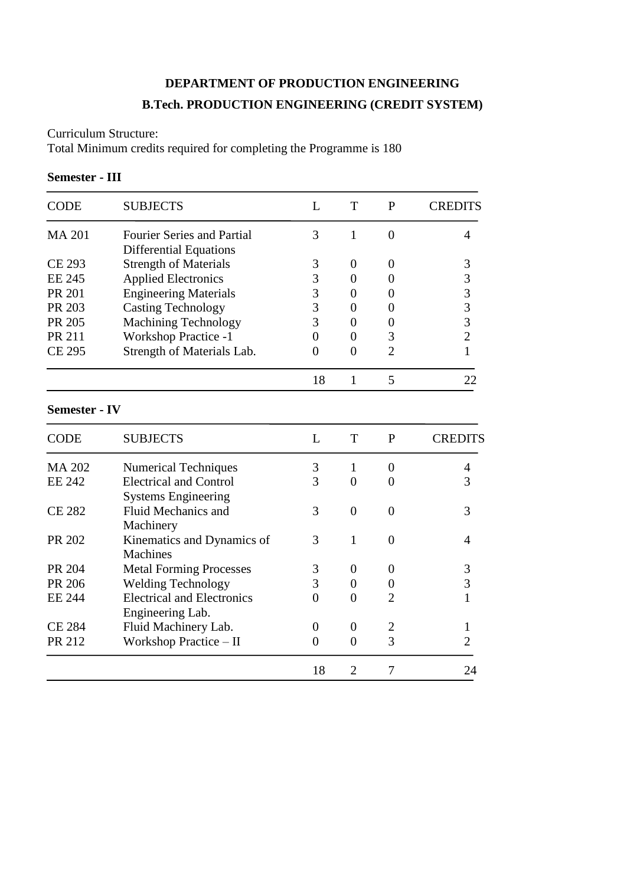# DEPARTMENT OF PRODUCTION ENGINEERING

## B.Tech. PRODUCTION ENGINEERING (CREDIT SYSTEM)

Curriculum Structure:
Total Minimum credits required for completing the Programme is 180

**Semester - III**

| CODE | SUBJECTS | L | T | P | CREDITS |
|---|---|---|---|---|---|
| MA 201 | Fourier Series and Partial Differential Equations | 3 | 1 | 0 | 4 |
| CE 293 | Strength of Materials | 3 | 0 | 0 | 3 |
| EE 245 | Applied Electronics | 3 | 0 | 0 | 3 |
| PR 201 | Engineering Materials | 3 | 0 | 0 | 3 |
| PR 203 | Casting Technology | 3 | 0 | 0 | 3 |
| PR 205 | Machining Technology | 3 | 0 | 0 | 3 |
| PR 211 | Workshop Practice -1 | 0 | 0 | 3 | 2 |
| CE 295 | Strength of Materials Lab. | 0 | 0 | 2 | 1 |
| | | 18 | 1 | 5 | 22 |

**Semester - IV**

| CODE | SUBJECTS | L | T | P | CREDITS |
|---|---|---|---|---|---|
| MA 202 | Numerical Techniques | 3 | 1 | 0 | 4 |
| EE 242 | Electrical and Control Systems Engineering | 3 | 0 | 0 | 3 |
| CE 282 | Fluid Mechanics and Machinery | 3 | 0 | 0 | 3 |
| PR 202 | Kinematics and Dynamics of Machines | 3 | 1 | 0 | 4 |
| PR 204 | Metal Forming Processes | 3 | 0 | 0 | 3 |
| PR 206 | Welding Technology | 3 | 0 | 0 | 3 |
| EE 244 | Electrical and Electronics Engineering Lab. | 0 | 0 | 2 | 1 |
| CE 284 | Fluid Machinery Lab. | 0 | 0 | 2 | 1 |
| PR 212 | Workshop Practice – II | 0 | 0 | 3 | 2 |
| | | 18 | 2 | 7 | 24 |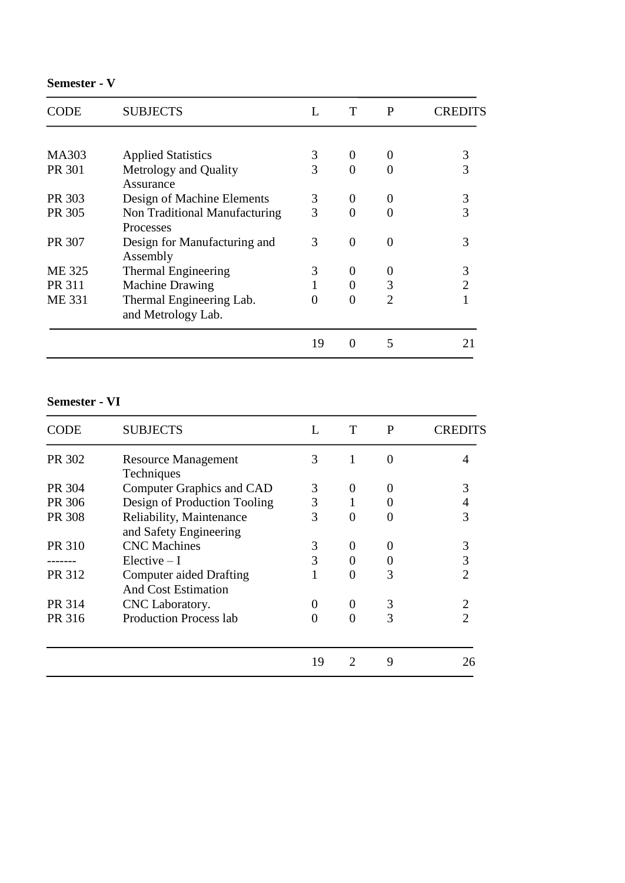**Semester - V**

| CODE | SUBJECTS | L | T | P | CREDITS |
|---|---|---|---|---|---|
| MA303 | Applied Statistics | 3 | 0 | 0 | 3 |
| PR 301 | Metrology and Quality Assurance | 3 | 0 | 0 | 3 |
| PR 303 | Design of Machine Elements | 3 | 0 | 0 | 3 |
| PR 305 | Non Traditional Manufacturing Processes | 3 | 0 | 0 | 3 |
| PR 307 | Design for Manufacturing and Assembly | 3 | 0 | 0 | 3 |
| ME 325 | Thermal Engineering | 3 | 0 | 0 | 3 |
| PR 311 | Machine Drawing | 1 | 0 | 3 | 2 |
| ME 331 | Thermal Engineering Lab. and Metrology Lab. | 0 | 0 | 2 | 1 |
| | | 19 | 0 | 5 | 21 |

**Semester - VI**

| CODE | SUBJECTS | L | T | P | CREDITS |
|---|---|---|---|---|---|
| PR 302 | Resource Management Techniques | 3 | 1 | 0 | 4 |
| PR 304 | Computer Graphics and CAD | 3 | 0 | 0 | 3 |
| PR 306 | Design of Production Tooling | 3 | 1 | 0 | 4 |
| PR 308 | Reliability, Maintenance and Safety Engineering | 3 | 0 | 0 | 3 |
| PR 310 | CNC Machines | 3 | 0 | 0 | 3 |
| ------- | Elective – I | 3 | 0 | 0 | 3 |
| PR 312 | Computer aided Drafting And Cost Estimation | 1 | 0 | 3 | 2 |
| PR 314 | CNC Laboratory. | 0 | 0 | 3 | 2 |
| PR 316 | Production Process lab | 0 | 0 | 3 | 2 |
| | | 19 | 2 | 9 | 26 |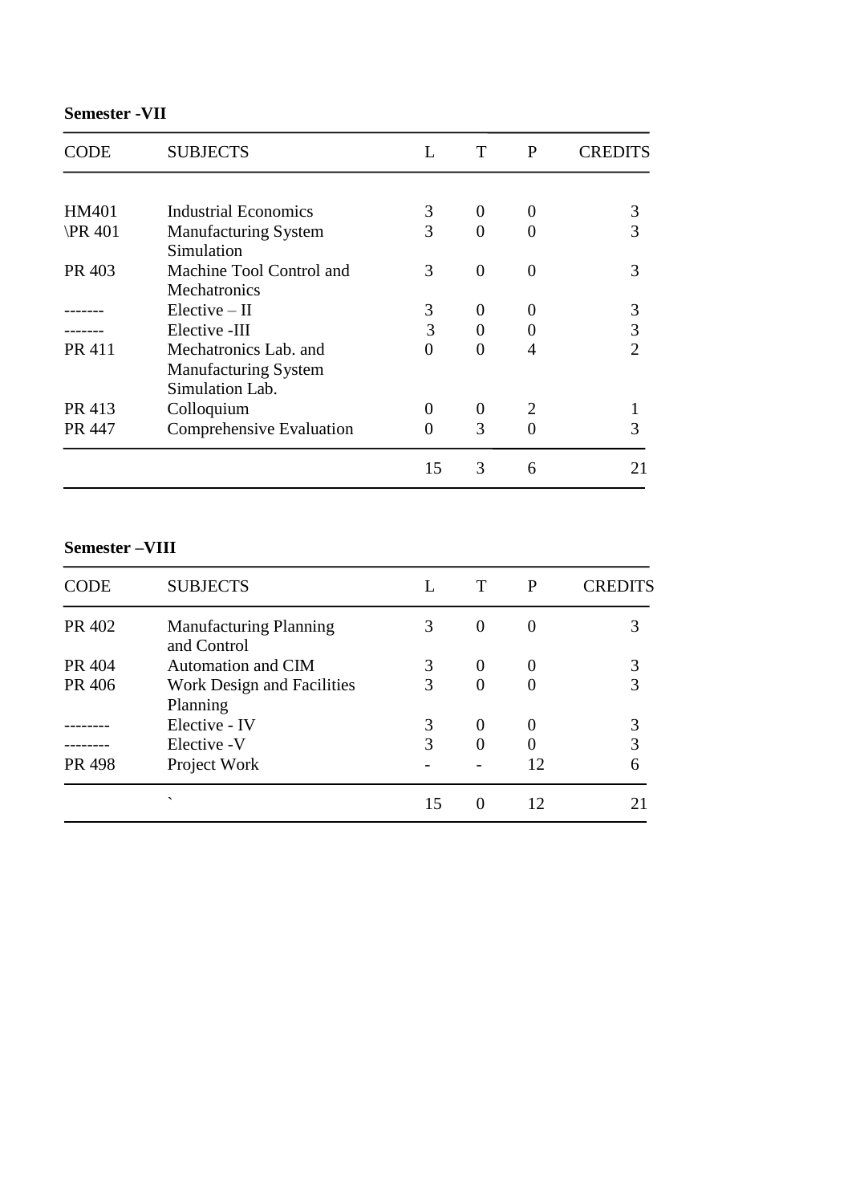**Semester -VII**

| CODE | SUBJECTS | L | T | P | CREDITS |
|---|---|---|---|---|---|
| HM401 | Industrial Economics | 3 | 0 | 0 | 3 |
| \PR 401 | Manufacturing System Simulation | 3 | 0 | 0 | 3 |
| PR 403 | Machine Tool Control and Mechatronics | 3 | 0 | 0 | 3 |
| ------- | Elective – II | 3 | 0 | 0 | 3 |
| ------- | Elective -III | 3 | 0 | 0 | 3 |
| PR 411 | Mechatronics Lab. and Manufacturing System Simulation Lab. | 0 | 0 | 4 | 2 |
| PR 413 | Colloquium | 0 | 0 | 2 | 1 |
| PR 447 | Comprehensive Evaluation | 0 | 3 | 0 | 3 |
| | | 15 | 3 | 6 | 21 |

**Semester –VIII**

| CODE | SUBJECTS | L | T | P | CREDITS |
|---|---|---|---|---|---|
| PR 402 | Manufacturing Planning and Control | 3 | 0 | 0 | 3 |
| PR 404 | Automation and CIM | 3 | 0 | 0 | 3 |
| PR 406 | Work Design and Facilities Planning | 3 | 0 | 0 | 3 |
| -------- | Elective - IV | 3 | 0 | 0 | 3 |
| -------- | Elective -V | 3 | 0 | 0 | 3 |
| PR 498 | Project Work | - | - | 12 | 6 |
| | ` | 15 | 0 | 12 | 21 |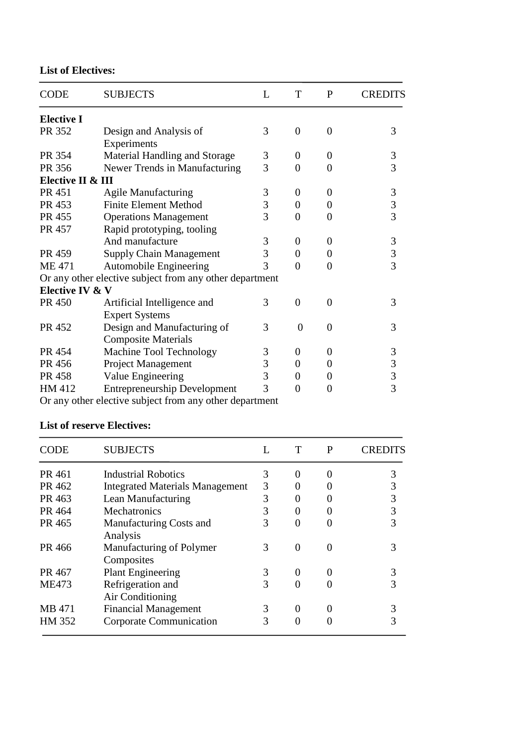**List of Electives:**

| CODE | SUBJECTS | L | T | P | CREDITS |
|---|---|---|---|---|---|
| **Elective I** | | | | | |
| PR 352 | Design and Analysis of Experiments | 3 | 0 | 0 | 3 |
| PR 354 | Material Handling and Storage | 3 | 0 | 0 | 3 |
| PR 356 | Newer Trends in Manufacturing | 3 | 0 | 0 | 3 |
| **Elective II & III** | | | | | |
| PR 451 | Agile Manufacturing | 3 | 0 | 0 | 3 |
| PR 453 | Finite Element Method | 3 | 0 | 0 | 3 |
| PR 455 | Operations Management | 3 | 0 | 0 | 3 |
| PR 457 | Rapid prototyping, tooling And manufacture | 3 | 0 | 0 | 3 |
| PR 459 | Supply Chain Management | 3 | 0 | 0 | 3 |
| ME 471 | Automobile Engineering | 3 | 0 | 0 | 3 |
| Or any other elective subject from any other department | | | | | |
| **Elective IV & V** | | | | | |
| PR 450 | Artificial Intelligence and Expert Systems | 3 | 0 | 0 | 3 |
| PR 452 | Design and Manufacturing of Composite Materials | 3 | 0 | 0 | 3 |
| PR 454 | Machine Tool Technology | 3 | 0 | 0 | 3 |
| PR 456 | Project Management | 3 | 0 | 0 | 3 |
| PR 458 | Value Engineering | 3 | 0 | 0 | 3 |
| HM 412 | Entrepreneurship Development | 3 | 0 | 0 | 3 |
| Or any other elective subject from any other department | | | | | |

**List of reserve Electives:**

| CODE | SUBJECTS | L | T | P | CREDITS |
|---|---|---|---|---|---|
| PR 461 | Industrial Robotics | 3 | 0 | 0 | 3 |
| PR 462 | Integrated Materials Management | 3 | 0 | 0 | 3 |
| PR 463 | Lean Manufacturing | 3 | 0 | 0 | 3 |
| PR 464 | Mechatronics | 3 | 0 | 0 | 3 |
| PR 465 | Manufacturing Costs and Analysis | 3 | 0 | 0 | 3 |
| PR 466 | Manufacturing of Polymer Composites | 3 | 0 | 0 | 3 |
| PR 467 | Plant Engineering | 3 | 0 | 0 | 3 |
| ME473 | Refrigeration and Air Conditioning | 3 | 0 | 0 | 3 |
| MB 471 | Financial Management | 3 | 0 | 0 | 3 |
| HM 352 | Corporate Communication | 3 | 0 | 0 | 3 |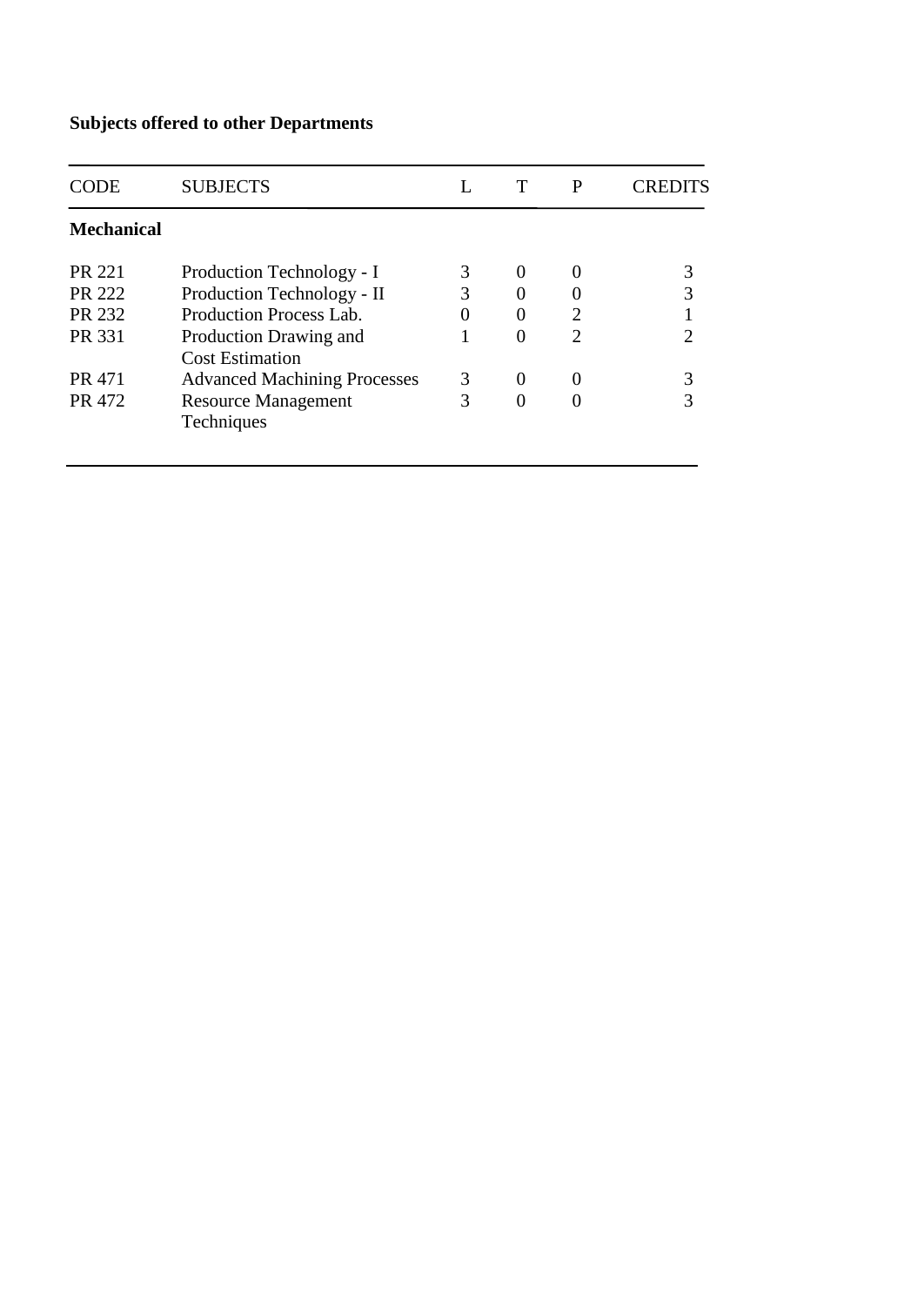**Subjects offered to other Departments**

| CODE | SUBJECTS | L | T | P | CREDITS |
|---|---|---|---|---|---|
| **Mechanical** | | | | | |
| PR 221 | Production Technology - I | 3 | 0 | 0 | 3 |
| PR 222 | Production Technology - II | 3 | 0 | 0 | 3 |
| PR 232 | Production Process Lab. | 0 | 0 | 2 | 1 |
| PR 331 | Production Drawing and Cost Estimation | 1 | 0 | 2 | 2 |
| PR 471 | Advanced Machining Processes | 3 | 0 | 0 | 3 |
| PR 472 | Resource Management Techniques | 3 | 0 | 0 | 3 |